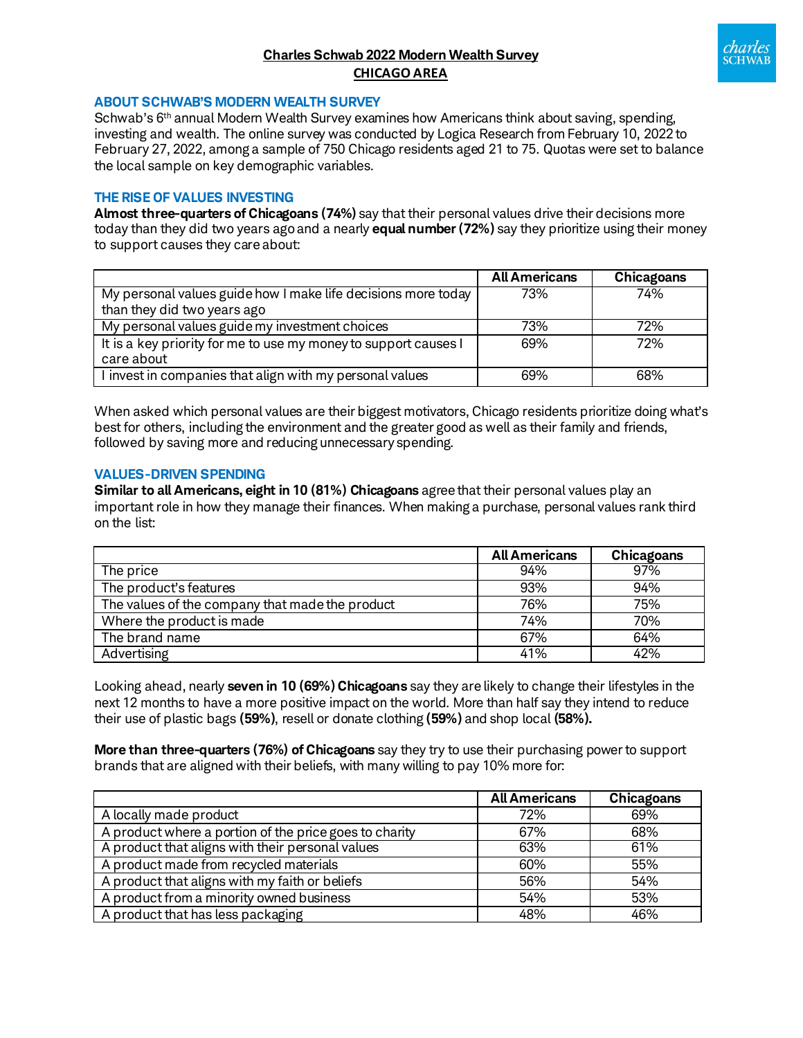# Charles Schwab 2022 Modern Wealth Survey

## CHICAGO AREA

### ABOUT SCHWAB'S MODERN WEALTH SURVEY

Schwab's 6th annual Modern Wealth Survey examines how Americans think about saving, spending, investing and wealth. The online survey was conducted by Logica Research from February 10, 2022 to February 27, 2022, among a sample of 750 Chicago residents aged 21 to 75. Quotas were set to balance the local sample on key demographic variables.

### THE RISE OF VALUES INVESTING

**Almost three-quarters of Chicagoans (74%)** say that their personal values drive their decisions more today than they did two years ago and a nearly **equal number (72%)** say they prioritize using their money to support causes they care about:

| | All Americans | Chicagoans |
|---|---|---|
| My personal values guide how I make life decisions more today than they did two years ago | 73% | 74% |
| My personal values guide my investment choices | 73% | 72% |
| It is a key priority for me to use my money to support causes I care about | 69% | 72% |
| I invest in companies that align with my personal values | 69% | 68% |

When asked which personal values are their biggest motivators, Chicago residents prioritize doing what's best for others, including the environment and the greater good as well as their family and friends, followed by saving more and reducing unnecessary spending.

### VALUES-DRIVEN SPENDING

**Similar to all Americans, eight in 10 (81%) Chicagoans** agree that their personal values play an important role in how they manage their finances. When making a purchase, personal values rank third on the list:

| | All Americans | Chicagoans |
|---|---|---|
| The price | 94% | 97% |
| The product's features | 93% | 94% |
| The values of the company that made the product | 76% | 75% |
| Where the product is made | 74% | 70% |
| The brand name | 67% | 64% |
| Advertising | 41% | 42% |

Looking ahead, nearly **seven in 10 (69%) Chicagoans** say they are likely to change their lifestyles in the next 12 months to have a more positive impact on the world. More than half say they intend to reduce their use of plastic bags **(59%)**, resell or donate clothing **(59%)** and shop local **(58%).**

**More than three-quarters (76%) of Chicagoans** say they try to use their purchasing power to support brands that are aligned with their beliefs, with many willing to pay 10% more for:

| | All Americans | Chicagoans |
|---|---|---|
| A locally made product | 72% | 69% |
| A product where a portion of the price goes to charity | 67% | 68% |
| A product that aligns with their personal values | 63% | 61% |
| A product made from recycled materials | 60% | 55% |
| A product that aligns with my faith or beliefs | 56% | 54% |
| A product from a minority owned business | 54% | 53% |
| A product that has less packaging | 48% | 46% |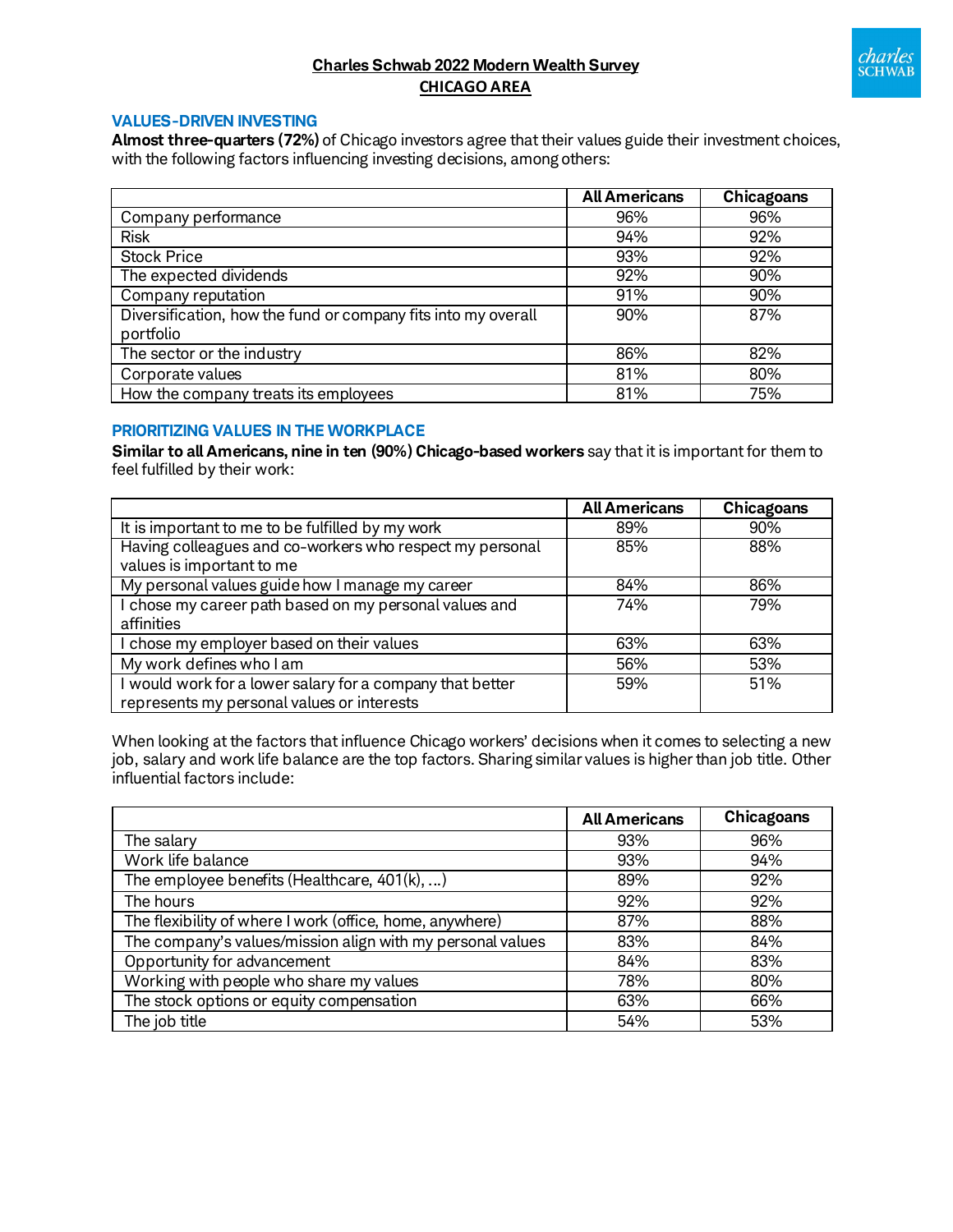# Charles Schwab 2022 Modern Wealth Survey
## CHICAGO AREA

### VALUES-DRIVEN INVESTING

**Almost three-quarters (72%)** of Chicago investors agree that their values guide their investment choices, with the following factors influencing investing decisions, among others:

| | All Americans | Chicagoans |
|---|---|---|
| Company performance | 96% | 96% |
| Risk | 94% | 92% |
| Stock Price | 93% | 92% |
| The expected dividends | 92% | 90% |
| Company reputation | 91% | 90% |
| Diversification, how the fund or company fits into my overall portfolio | 90% | 87% |
| The sector or the industry | 86% | 82% |
| Corporate values | 81% | 80% |
| How the company treats its employees | 81% | 75% |

### PRIORITIZING VALUES IN THE WORKPLACE

**Similar to all Americans, nine in ten (90%) Chicago-based workers** say that it is important for them to feel fulfilled by their work:

| | All Americans | Chicagoans |
|---|---|---|
| It is important to me to be fulfilled by my work | 89% | 90% |
| Having colleagues and co-workers who respect my personal values is important to me | 85% | 88% |
| My personal values guide how I manage my career | 84% | 86% |
| I chose my career path based on my personal values and affinities | 74% | 79% |
| I chose my employer based on their values | 63% | 63% |
| My work defines who I am | 56% | 53% |
| I would work for a lower salary for a company that better represents my personal values or interests | 59% | 51% |

When looking at the factors that influence Chicago workers' decisions when it comes to selecting a new job, salary and work life balance are the top factors. Sharing similar values is higher than job title. Other influential factors include:

| | All Americans | Chicagoans |
|---|---|---|
| The salary | 93% | 96% |
| Work life balance | 93% | 94% |
| The employee benefits (Healthcare, 401(k), ...) | 89% | 92% |
| The hours | 92% | 92% |
| The flexibility of where I work (office, home, anywhere) | 87% | 88% |
| The company's values/mission align with my personal values | 83% | 84% |
| Opportunity for advancement | 84% | 83% |
| Working with people who share my values | 78% | 80% |
| The stock options or equity compensation | 63% | 66% |
| The job title | 54% | 53% |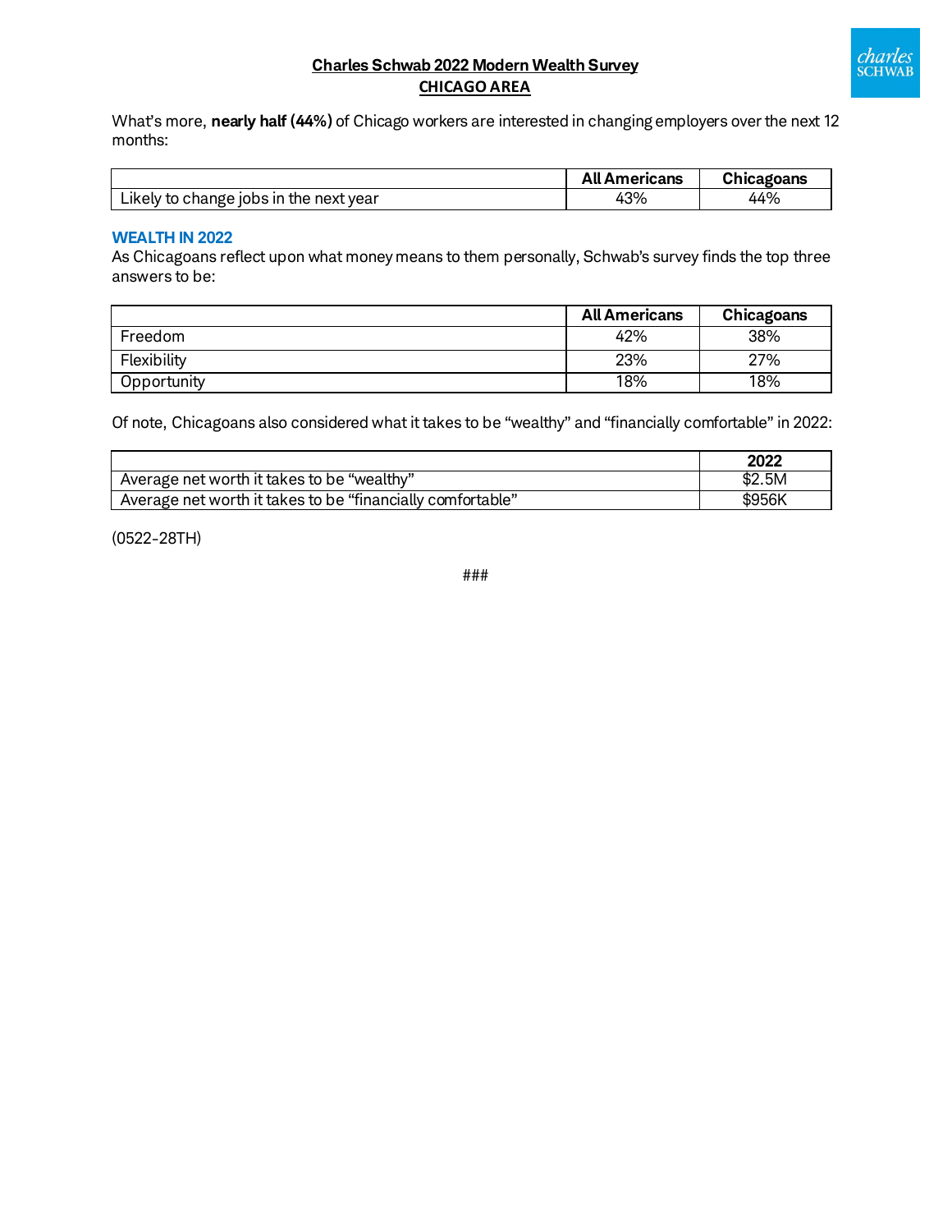**Charles Schwab 2022 Modern Wealth Survey**
**CHICAGO AREA**

What's more, **nearly half (44%)** of Chicago workers are interested in changing employers over the next 12 months:

| | All Americans | Chicagoans |
|---|---|---|
| Likely to change jobs in the next year | 43% | 44% |

## WEALTH IN 2022

As Chicagoans reflect upon what money means to them personally, Schwab's survey finds the top three answers to be:

| | All Americans | Chicagoans |
|---|---|---|
| Freedom | 42% | 38% |
| Flexibility | 23% | 27% |
| Opportunity | 18% | 18% |

Of note, Chicagoans also considered what it takes to be "wealthy" and "financially comfortable" in 2022:

| | 2022 |
|---|---|
| Average net worth it takes to be "wealthy" | $2.5M |
| Average net worth it takes to be "financially comfortable" | $956K |

(0522-28TH)

###